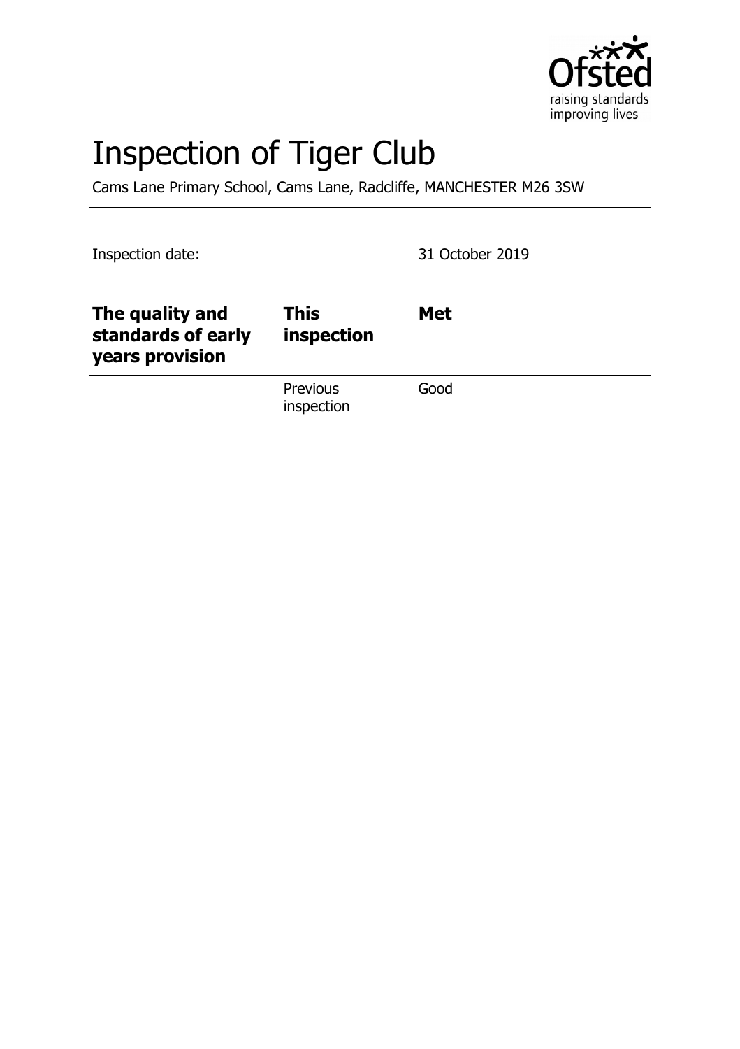# Inspection of Tiger Club

Cams Lane Primary School, Cams Lane, Radcliffe, MANCHESTER M26 3SW

Inspection date: 31 October 2019

| **The quality and standards of early years provision** | **This inspection** | **Met** |
|---|---|---|
| | Previous inspection | Good |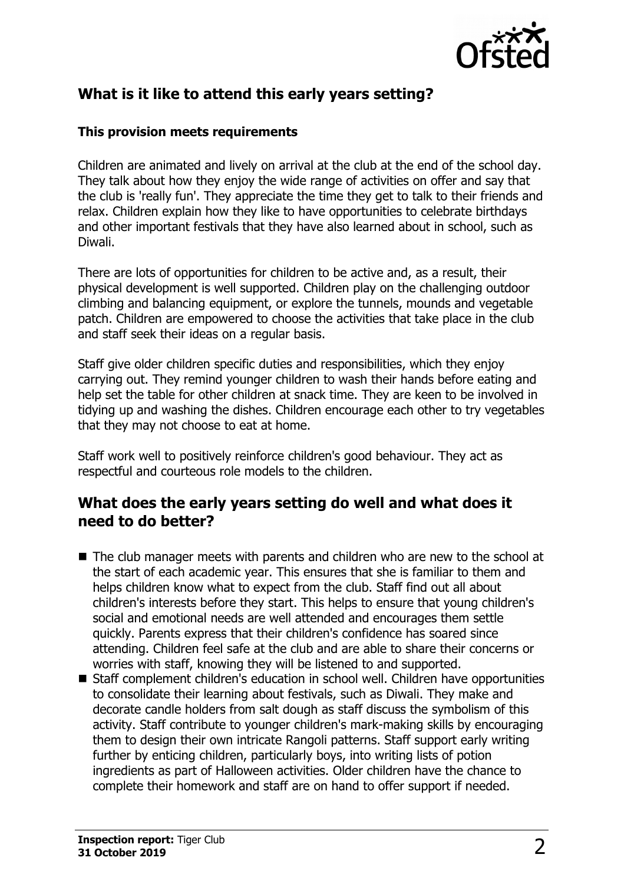## What is it like to attend this early years setting?

### This provision meets requirements

Children are animated and lively on arrival at the club at the end of the school day. They talk about how they enjoy the wide range of activities on offer and say that the club is 'really fun'. They appreciate the time they get to talk to their friends and relax. Children explain how they like to have opportunities to celebrate birthdays and other important festivals that they have also learned about in school, such as Diwali.

There are lots of opportunities for children to be active and, as a result, their physical development is well supported. Children play on the challenging outdoor climbing and balancing equipment, or explore the tunnels, mounds and vegetable patch. Children are empowered to choose the activities that take place in the club and staff seek their ideas on a regular basis.

Staff give older children specific duties and responsibilities, which they enjoy carrying out. They remind younger children to wash their hands before eating and help set the table for other children at snack time. They are keen to be involved in tidying up and washing the dishes. Children encourage each other to try vegetables that they may not choose to eat at home.

Staff work well to positively reinforce children's good behaviour. They act as respectful and courteous role models to the children.

## What does the early years setting do well and what does it need to do better?

- The club manager meets with parents and children who are new to the school at the start of each academic year. This ensures that she is familiar to them and helps children know what to expect from the club. Staff find out all about children's interests before they start. This helps to ensure that young children's social and emotional needs are well attended and encourages them settle quickly. Parents express that their children's confidence has soared since attending. Children feel safe at the club and are able to share their concerns or worries with staff, knowing they will be listened to and supported.
- Staff complement children's education in school well. Children have opportunities to consolidate their learning about festivals, such as Diwali. They make and decorate candle holders from salt dough as staff discuss the symbolism of this activity. Staff contribute to younger children's mark-making skills by encouraging them to design their own intricate Rangoli patterns. Staff support early writing further by enticing children, particularly boys, into writing lists of potion ingredients as part of Halloween activities. Older children have the chance to complete their homework and staff are on hand to offer support if needed.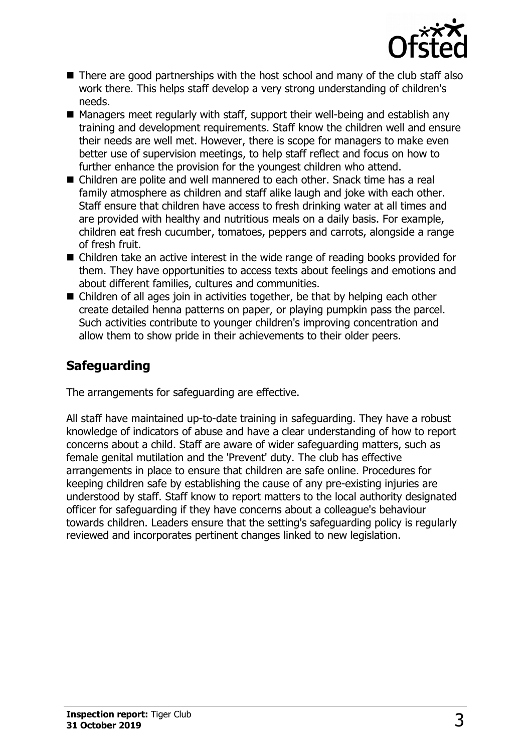- There are good partnerships with the host school and many of the club staff also work there. This helps staff develop a very strong understanding of children's needs.
- Managers meet regularly with staff, support their well-being and establish any training and development requirements. Staff know the children well and ensure their needs are well met. However, there is scope for managers to make even better use of supervision meetings, to help staff reflect and focus on how to further enhance the provision for the youngest children who attend.
- Children are polite and well mannered to each other. Snack time has a real family atmosphere as children and staff alike laugh and joke with each other. Staff ensure that children have access to fresh drinking water at all times and are provided with healthy and nutritious meals on a daily basis. For example, children eat fresh cucumber, tomatoes, peppers and carrots, alongside a range of fresh fruit.
- Children take an active interest in the wide range of reading books provided for them. They have opportunities to access texts about feelings and emotions and about different families, cultures and communities.
- Children of all ages join in activities together, be that by helping each other create detailed henna patterns on paper, or playing pumpkin pass the parcel. Such activities contribute to younger children's improving concentration and allow them to show pride in their achievements to their older peers.

## Safeguarding

The arrangements for safeguarding are effective.

All staff have maintained up-to-date training in safeguarding. They have a robust knowledge of indicators of abuse and have a clear understanding of how to report concerns about a child. Staff are aware of wider safeguarding matters, such as female genital mutilation and the 'Prevent' duty. The club has effective arrangements in place to ensure that children are safe online. Procedures for keeping children safe by establishing the cause of any pre-existing injuries are understood by staff. Staff know to report matters to the local authority designated officer for safeguarding if they have concerns about a colleague's behaviour towards children. Leaders ensure that the setting's safeguarding policy is regularly reviewed and incorporates pertinent changes linked to new legislation.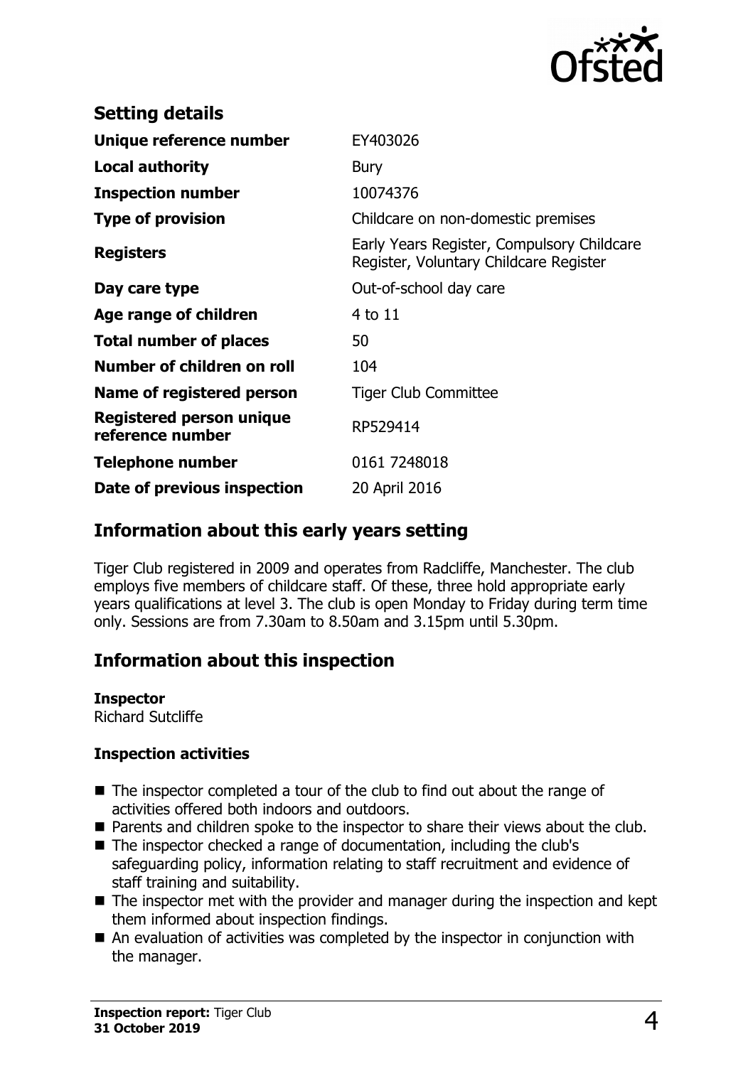## Setting details

| | |
|---|---|
| **Unique reference number** | EY403026 |
| **Local authority** | Bury |
| **Inspection number** | 10074376 |
| **Type of provision** | Childcare on non-domestic premises |
| **Registers** | Early Years Register, Compulsory Childcare Register, Voluntary Childcare Register |
| **Day care type** | Out-of-school day care |
| **Age range of children** | 4 to 11 |
| **Total number of places** | 50 |
| **Number of children on roll** | 104 |
| **Name of registered person** | Tiger Club Committee |
| **Registered person unique reference number** | RP529414 |
| **Telephone number** | 0161 7248018 |
| **Date of previous inspection** | 20 April 2016 |

## Information about this early years setting

Tiger Club registered in 2009 and operates from Radcliffe, Manchester. The club employs five members of childcare staff. Of these, three hold appropriate early years qualifications at level 3. The club is open Monday to Friday during term time only. Sessions are from 7.30am to 8.50am and 3.15pm until 5.30pm.

## Information about this inspection

**Inspector**
Richard Sutcliffe

**Inspection activities**

- The inspector completed a tour of the club to find out about the range of activities offered both indoors and outdoors.
- Parents and children spoke to the inspector to share their views about the club.
- The inspector checked a range of documentation, including the club's safeguarding policy, information relating to staff recruitment and evidence of staff training and suitability.
- The inspector met with the provider and manager during the inspection and kept them informed about inspection findings.
- An evaluation of activities was completed by the inspector in conjunction with the manager.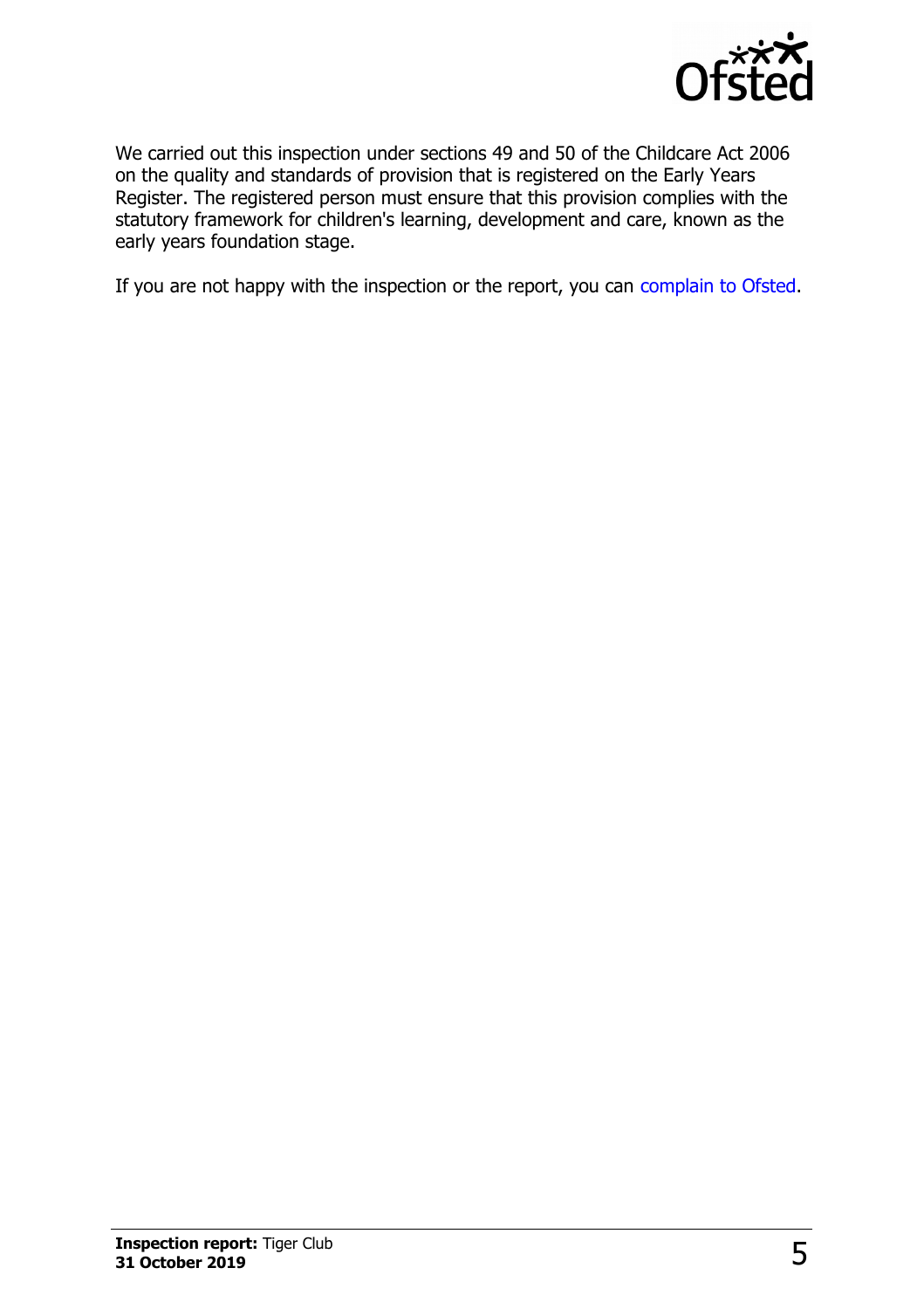We carried out this inspection under sections 49 and 50 of the Childcare Act 2006 on the quality and standards of provision that is registered on the Early Years Register. The registered person must ensure that this provision complies with the statutory framework for children's learning, development and care, known as the early years foundation stage.

If you are not happy with the inspection or the report, you can complain to Ofsted.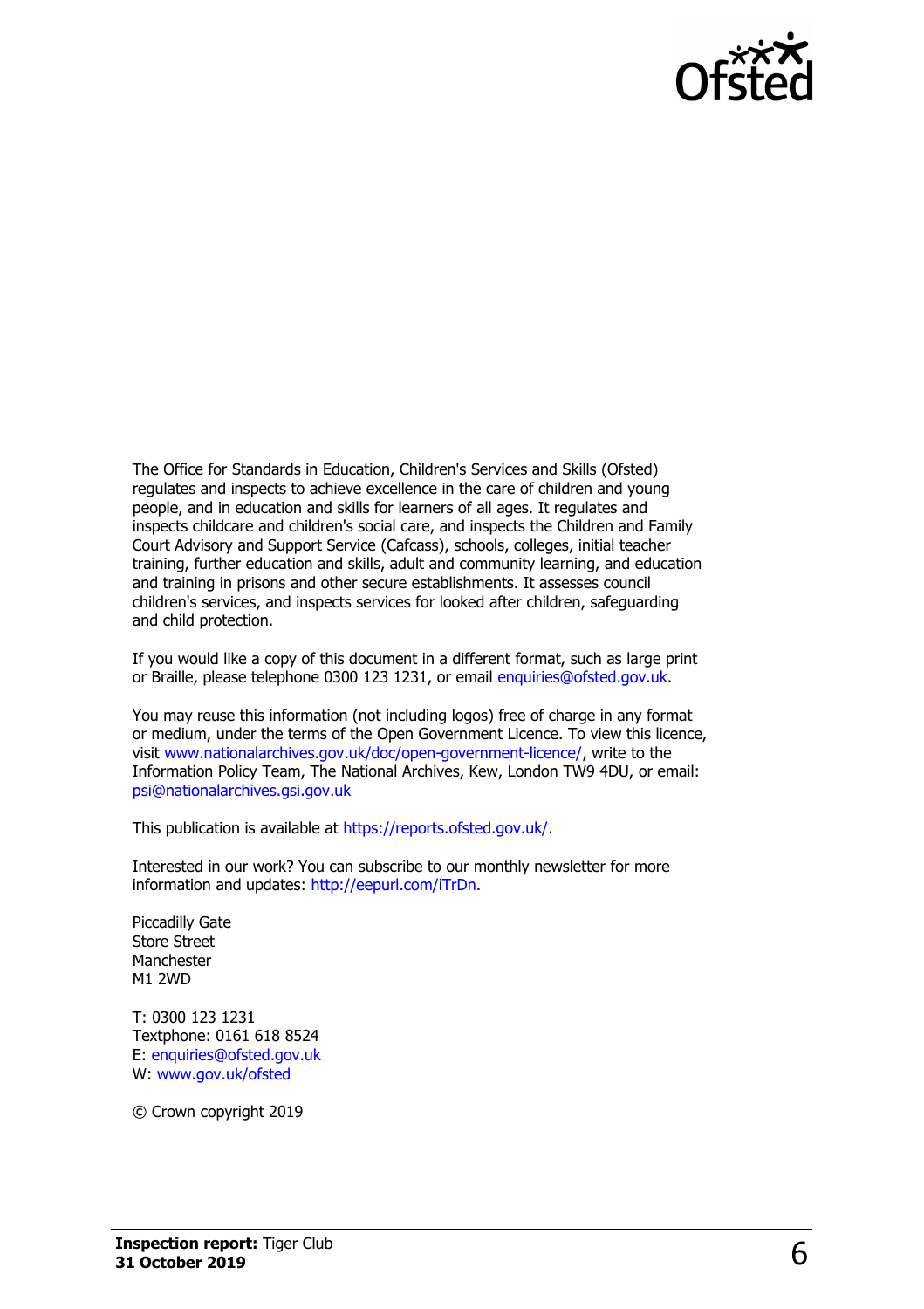The Office for Standards in Education, Children's Services and Skills (Ofsted) regulates and inspects to achieve excellence in the care of children and young people, and in education and skills for learners of all ages. It regulates and inspects childcare and children's social care, and inspects the Children and Family Court Advisory and Support Service (Cafcass), schools, colleges, initial teacher training, further education and skills, adult and community learning, and education and training in prisons and other secure establishments. It assesses council children's services, and inspects services for looked after children, safeguarding and child protection.

If you would like a copy of this document in a different format, such as large print or Braille, please telephone 0300 123 1231, or email enquiries@ofsted.gov.uk.

You may reuse this information (not including logos) free of charge in any format or medium, under the terms of the Open Government Licence. To view this licence, visit www.nationalarchives.gov.uk/doc/open-government-licence/, write to the Information Policy Team, The National Archives, Kew, London TW9 4DU, or email: psi@nationalarchives.gsi.gov.uk

This publication is available at https://reports.ofsted.gov.uk/.

Interested in our work? You can subscribe to our monthly newsletter for more information and updates: http://eepurl.com/iTrDn.

Piccadilly Gate
Store Street
Manchester
M1 2WD

T: 0300 123 1231
Textphone: 0161 618 8524
E: enquiries@ofsted.gov.uk
W: www.gov.uk/ofsted

© Crown copyright 2019